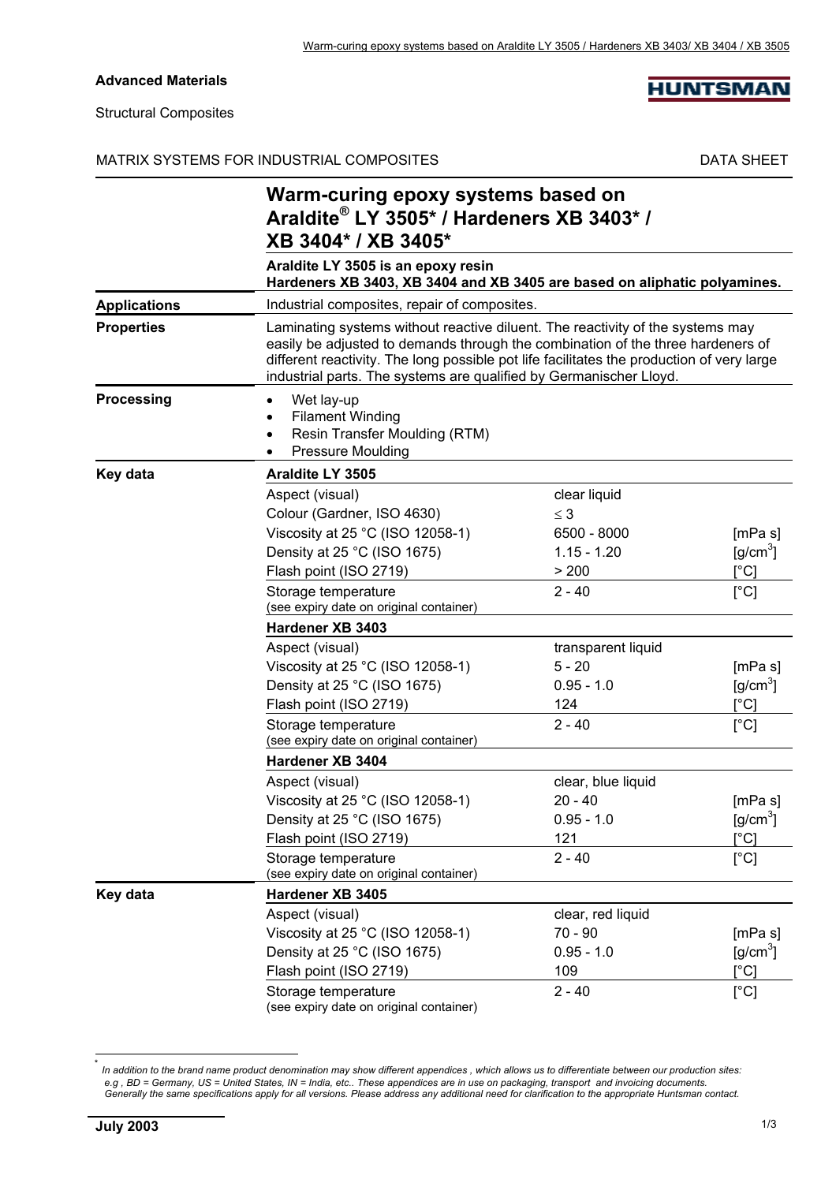**Advanced Materials**

Structural Composites

HUNTSMAN

MATRIX SYSTEMS FOR INDUSTRIAL COMPOSITES — DATA SHEET

# Warm-curing epoxy systems based on Araldite® LY 3505* / Hardeners XB 3403* / XB 3404* / XB 3405*

**Araldite LY 3505 is an epoxy resin**
**Hardeners XB 3403, XB 3404 and XB 3405 are based on aliphatic polyamines.**

**Applications**

Industrial composites, repair of composites.

**Properties**

Laminating systems without reactive diluent. The reactivity of the systems may easily be adjusted to demands through the combination of the three hardeners of different reactivity. The long possible pot life facilitates the production of very large industrial parts. The systems are qualified by Germanischer Lloyd.

**Processing**

- Wet lay-up
- Filament Winding
- Resin Transfer Moulding (RTM)
- Pressure Moulding

**Key data**

**Araldite LY 3505**

| Property | Value | Unit |
|---|---|---|
| Aspect (visual) | clear liquid | |
| Colour (Gardner, ISO 4630) | ≤ 3 | |
| Viscosity at 25 °C (ISO 12058-1) | 6500 - 8000 | [mPa s] |
| Density at 25 °C (ISO 1675) | 1.15 - 1.20 | [g/cm³] |
| Flash point (ISO 2719) | > 200 | [°C] |
| Storage temperature (see expiry date on original container) | 2 - 40 | [°C] |

**Hardener XB 3403**

| Property | Value | Unit |
|---|---|---|
| Aspect (visual) | transparent liquid | |
| Viscosity at 25 °C (ISO 12058-1) | 5 - 20 | [mPa s] |
| Density at 25 °C (ISO 1675) | 0.95 - 1.0 | [g/cm³] |
| Flash point (ISO 2719) | 124 | [°C] |
| Storage temperature (see expiry date on original container) | 2 - 40 | [°C] |

**Hardener XB 3404**

| Property | Value | Unit |
|---|---|---|
| Aspect (visual) | clear, blue liquid | |
| Viscosity at 25 °C (ISO 12058-1) | 20 - 40 | [mPa s] |
| Density at 25 °C (ISO 1675) | 0.95 - 1.0 | [g/cm³] |
| Flash point (ISO 2719) | 121 | [°C] |
| Storage temperature (see expiry date on original container) | 2 - 40 | [°C] |

**Key data**

**Hardener XB 3405**

| Property | Value | Unit |
|---|---|---|
| Aspect (visual) | clear, red liquid | |
| Viscosity at 25 °C (ISO 12058-1) | 70 - 90 | [mPa s] |
| Density at 25 °C (ISO 1675) | 0.95 - 1.0 | [g/cm³] |
| Flash point (ISO 2719) | 109 | [°C] |
| Storage temperature (see expiry date on original container) | 2 - 40 | [°C] |

\* *In addition to the brand name product denomination may show different appendices , which allows us to differentiate between our production sites: e.g , BD = Germany, US = United States, IN = India, etc.. These appendices are in use on packaging, transport and invoicing documents. Generally the same specifications apply for all versions. Please address any additional need for clarification to the appropriate Huntsman contact.*

**July 2003**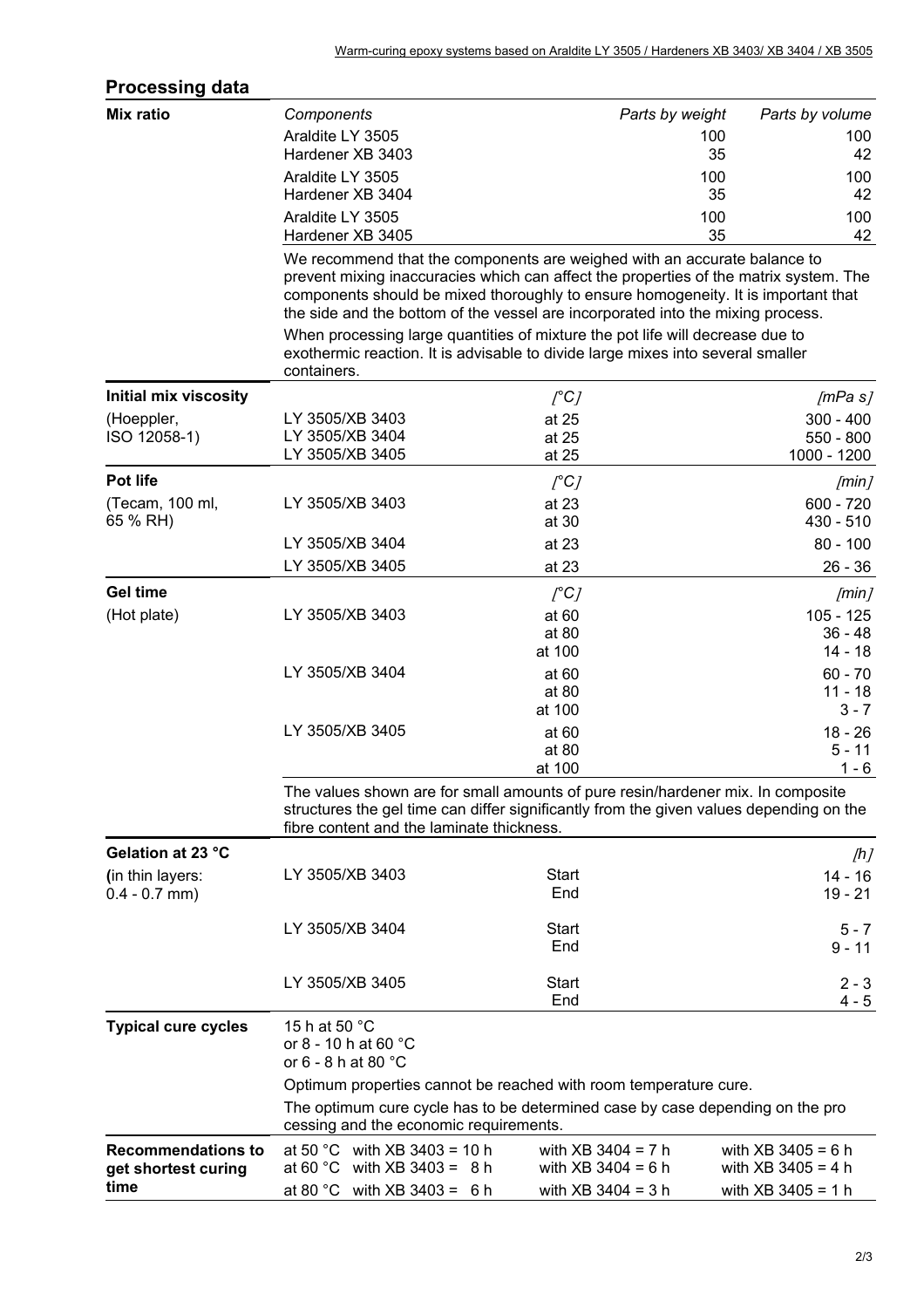## Processing data

**Mix ratio**

| Components | Parts by weight | Parts by volume |
|---|---|---|
| Araldite LY 3505 | 100 | 100 |
| Hardener XB 3403 | 35 | 42 |
| Araldite LY 3505 | 100 | 100 |
| Hardener XB 3404 | 35 | 42 |
| Araldite LY 3505 | 100 | 100 |
| Hardener XB 3405 | 35 | 42 |

We recommend that the components are weighed with an accurate balance to prevent mixing inaccuracies which can affect the properties of the matrix system. The components should be mixed thoroughly to ensure homogeneity. It is important that the side and the bottom of the vessel are incorporated into the mixing process.

When processing large quantities of mixture the pot life will decrease due to exothermic reaction. It is advisable to divide large mixes into several smaller containers.

**Initial mix viscosity** (Hoeppler, ISO 12058-1)

| | [°C] | [mPa s] |
|---|---|---|
| LY 3505/XB 3403 | at 25 | 300 - 400 |
| LY 3505/XB 3404 | at 25 | 550 - 800 |
| LY 3505/XB 3405 | at 25 | 1000 - 1200 |

**Pot life** (Tecam, 100 ml, 65 % RH)

| | [°C] | [min] |
|---|---|---|
| LY 3505/XB 3403 | at 23 | 600 - 720 |
| | at 30 | 430 - 510 |
| LY 3505/XB 3404 | at 23 | 80 - 100 |
| LY 3505/XB 3405 | at 23 | 26 - 36 |

**Gel time** (Hot plate)

| | [°C] | [min] |
|---|---|---|
| LY 3505/XB 3403 | at 60 | 105 - 125 |
| | at 80 | 36 - 48 |
| | at 100 | 14 - 18 |
| LY 3505/XB 3404 | at 60 | 60 - 70 |
| | at 80 | 11 - 18 |
| | at 100 | 3 - 7 |
| LY 3505/XB 3405 | at 60 | 18 - 26 |
| | at 80 | 5 - 11 |
| | at 100 | 1 - 6 |

The values shown are for small amounts of pure resin/hardener mix. In composite structures the gel time can differ significantly from the given values depending on the fibre content and the laminate thickness.

**Gelation at 23 °C** (in thin layers: 0.4 - 0.7 mm)

| | | [h] |
|---|---|---|
| LY 3505/XB 3403 | Start | 14 - 16 |
| | End | 19 - 21 |
| LY 3505/XB 3404 | Start | 5 - 7 |
| | End | 9 - 11 |
| LY 3505/XB 3405 | Start | 2 - 3 |
| | End | 4 - 5 |

**Typical cure cycles**

15 h at 50 °C
or 8 - 10 h at 60 °C
or 6 - 8 h at 80 °C

Optimum properties cannot be reached with room temperature cure.

The optimum cure cycle has to be determined case by case depending on the processing and the economic requirements.

**Recommendations to get shortest curing time**

| | | | |
|---|---|---|---|
| at 50 °C | with XB 3403 = 10 h | with XB 3404 = 7 h | with XB 3405 = 6 h |
| at 60 °C | with XB 3403 = 8 h | with XB 3404 = 6 h | with XB 3405 = 4 h |
| at 80 °C | with XB 3403 = 6 h | with XB 3404 = 3 h | with XB 3405 = 1 h |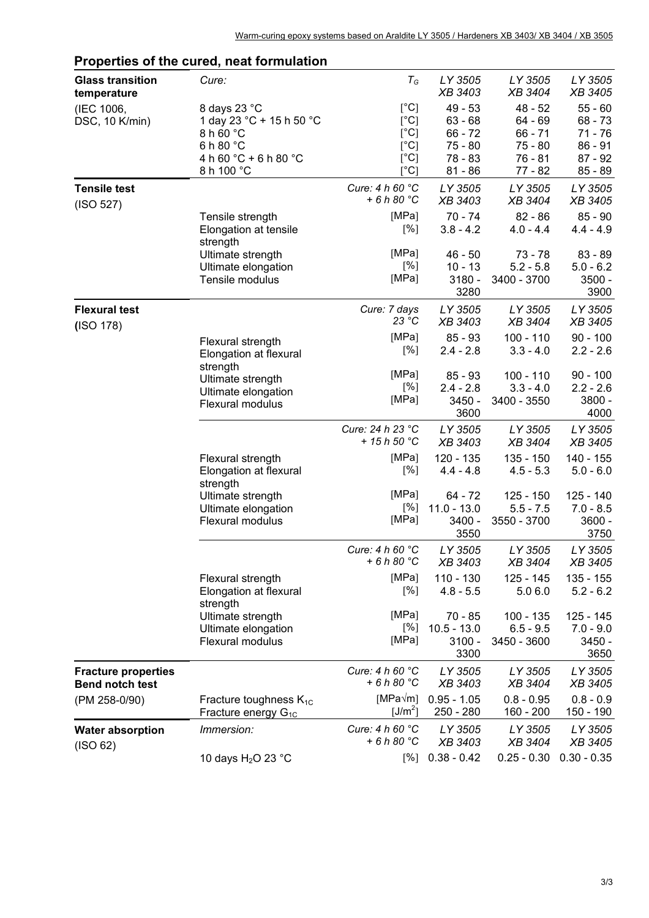## Properties of the cured, neat formulation

| | | | LY 3505 XB 3403 | LY 3505 XB 3404 | LY 3505 XB 3405 |
|---|---|---|---|---|---|
| **Glass transition temperature** | *Cure:* | $T_G$ | *LY 3505 XB 3403* | *LY 3505 XB 3404* | *LY 3505 XB 3405* |
| (IEC 1006, DSC, 10 K/min) | 8 days 23 °C | [°C] | 49 - 53 | 48 - 52 | 55 - 60 |
| | 1 day 23 °C + 15 h 50 °C | [°C] | 63 - 68 | 64 - 69 | 68 - 73 |
| | 8 h 60 °C | [°C] | 66 - 72 | 66 - 71 | 71 - 76 |
| | 6 h 80 °C | [°C] | 75 - 80 | 75 - 80 | 86 - 91 |
| | 4 h 60 °C + 6 h 80 °C | [°C] | 78 - 83 | 76 - 81 | 87 - 92 |
| | 8 h 100 °C | [°C] | 81 - 86 | 77 - 82 | 85 - 89 |
| **Tensile test** (ISO 527) | | *Cure: 4 h 60 °C + 6 h 80 °C* | *LY 3505 XB 3403* | *LY 3505 XB 3404* | *LY 3505 XB 3405* |
| | Tensile strength | [MPa] | 70 - 74 | 82 - 86 | 85 - 90 |
| | Elongation at tensile strength | [%] | 3.8 - 4.2 | 4.0 - 4.4 | 4.4 - 4.9 |
| | Ultimate strength | [MPa] | 46 - 50 | 73 - 78 | 83 - 89 |
| | Ultimate elongation | [%] | 10 - 13 | 5.2 - 5.8 | 5.0 - 6.2 |
| | Tensile modulus | [MPa] | 3180 - 3280 | 3400 - 3700 | 3500 - 3900 |
| **Flexural test** (ISO 178) | | *Cure: 7 days 23 °C* | *LY 3505 XB 3403* | *LY 3505 XB 3404* | *LY 3505 XB 3405* |
| | Flexural strength | [MPa] | 85 - 93 | 100 - 110 | 90 - 100 |
| | Elongation at flexural strength | [%] | 2.4 - 2.8 | 3.3 - 4.0 | 2.2 - 2.6 |
| | Ultimate strength | [MPa] | 85 - 93 | 100 - 110 | 90 - 100 |
| | Ultimate elongation | [%] | 2.4 - 2.8 | 3.3 - 4.0 | 2.2 - 2.6 |
| | Flexural modulus | [MPa] | 3450 - 3600 | 3400 - 3550 | 3800 - 4000 |
| | | *Cure: 24 h 23 °C + 15 h 50 °C* | *LY 3505 XB 3403* | *LY 3505 XB 3404* | *LY 3505 XB 3405* |
| | Flexural strength | [MPa] | 120 - 135 | 135 - 150 | 140 - 155 |
| | Elongation at flexural strength | [%] | 4.4 - 4.8 | 4.5 - 5.3 | 5.0 - 6.0 |
| | Ultimate strength | [MPa] | 64 - 72 | 125 - 150 | 125 - 140 |
| | Ultimate elongation | [%] | 11.0 - 13.0 | 5.5 - 7.5 | 7.0 - 8.5 |
| | Flexural modulus | [MPa] | 3400 - 3550 | 3550 - 3700 | 3600 - 3750 |
| | | *Cure: 4 h 60 °C + 6 h 80 °C* | *LY 3505 XB 3403* | *LY 3505 XB 3404* | *LY 3505 XB 3405* |
| | Flexural strength | [MPa] | 110 - 130 | 125 - 145 | 135 - 155 |
| | Elongation at flexural strength | [%] | 4.8 - 5.5 | 5.0 6.0 | 5.2 - 6.2 |
| | Ultimate strength | [MPa] | 70 - 85 | 100 - 135 | 125 - 145 |
| | Ultimate elongation | [%] | 10.5 - 13.0 | 6.5 - 9.5 | 7.0 - 9.0 |
| | Flexural modulus | [MPa] | 3100 - 3300 | 3450 - 3600 | 3450 - 3650 |
| **Fracture properties Bend notch test** (PM 258-0/90) | | *Cure: 4 h 60 °C + 6 h 80 °C* | *LY 3505 XB 3403* | *LY 3505 XB 3404* | *LY 3505 XB 3405* |
| | Fracture toughness $K_{1C}$ | [MPa√m] | 0.95 - 1.05 | 0.8 - 0.95 | 0.8 - 0.9 |
| | Fracture energy $G_{1C}$ | [$J/m^2$] | 250 - 280 | 160 - 200 | 150 - 190 |
| **Water absorption** (ISO 62) | *Immersion:* | *Cure: 4 h 60 °C + 6 h 80 °C* | *LY 3505 XB 3403* | *LY 3505 XB 3404* | *LY 3505 XB 3405* |
| | 10 days $H_2O$ 23 °C | [%] | 0.38 - 0.42 | 0.25 - 0.30 | 0.30 - 0.35 |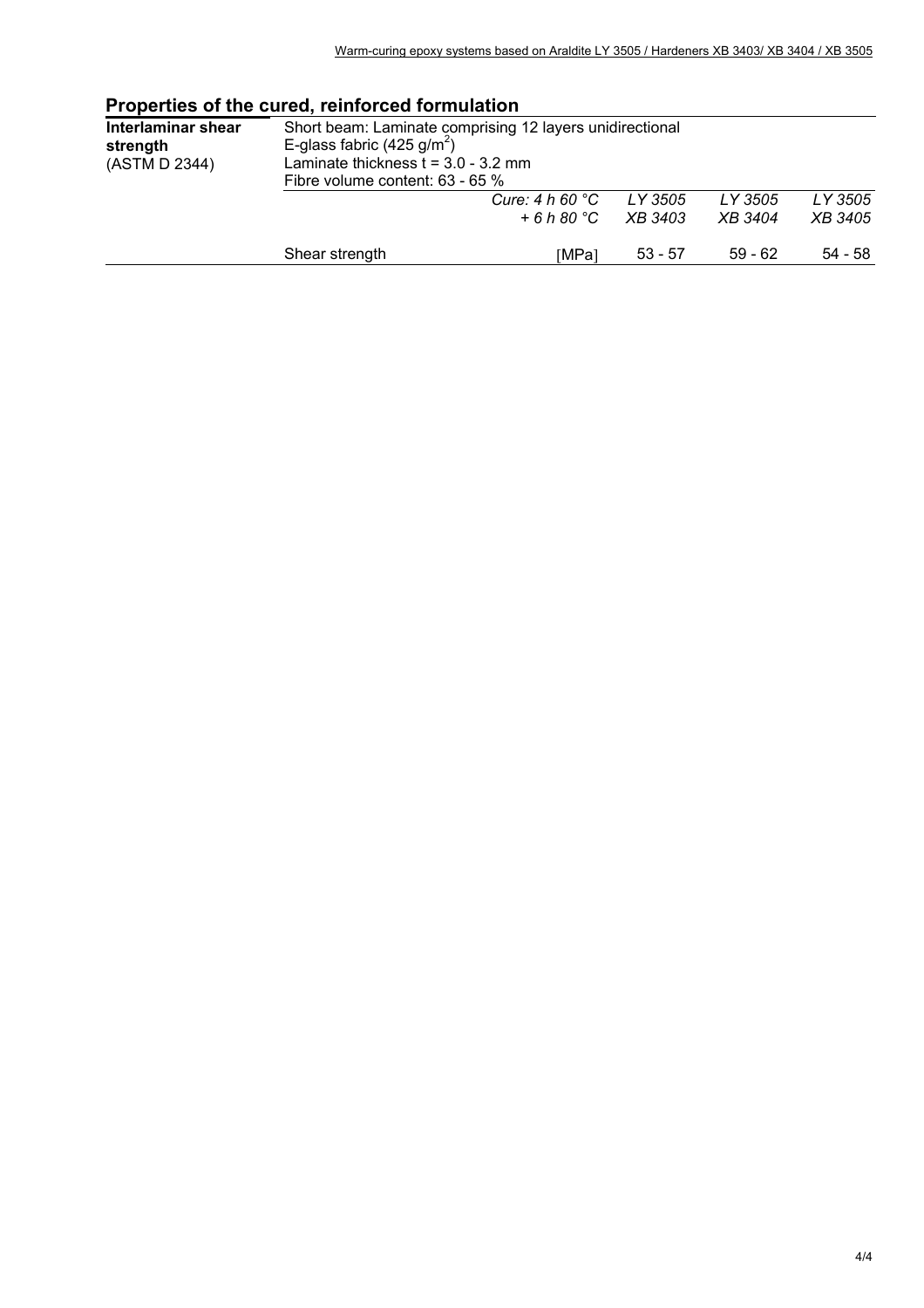## Properties of the cured, reinforced formulation

| | | | | | |
|---|---|---|---|---|---|
| **Interlaminar shear strength** (ASTM D 2344) | Short beam: Laminate comprising 12 layers unidirectional E-glass fabric (425 g/m$^2$) Laminate thickness t = 3.0 - 3.2 mm Fibre volume content: 63 - 65 % | | | | |
| | | *Cure: 4 h 60 °C + 6 h 80 °C* | *LY 3505 XB 3403* | *LY 3505 XB 3404* | *LY 3505 XB 3405* |
| | Shear strength | [MPa] | 53 - 57 | 59 - 62 | 54 - 58 |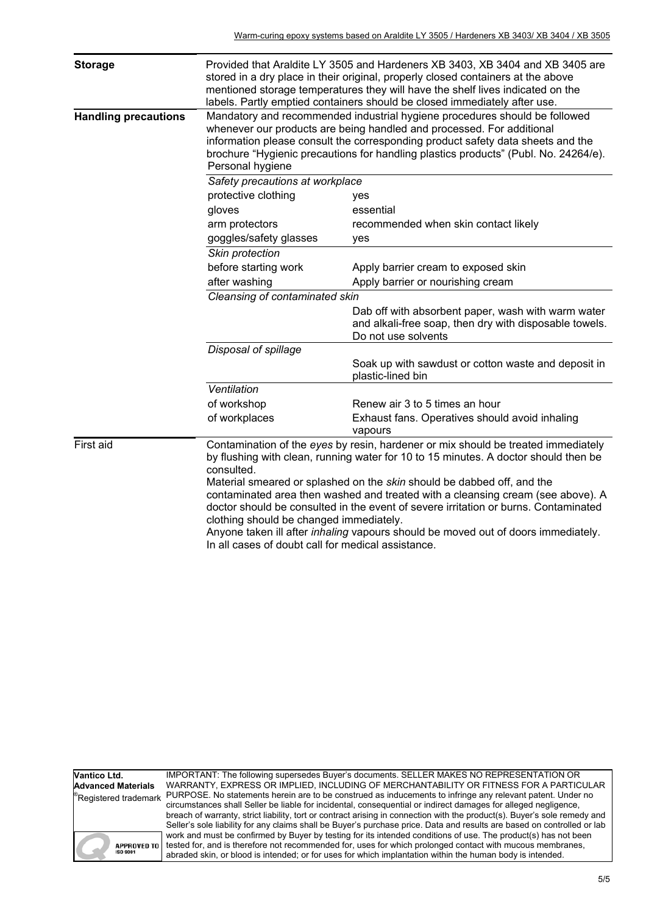**Storage**

Provided that Araldite LY 3505 and Hardeners XB 3403, XB 3404 and XB 3405 are stored in a dry place in their original, properly closed containers at the above mentioned storage temperatures they will have the shelf lives indicated on the labels. Partly emptied containers should be closed immediately after use.

**Handling precautions**

Mandatory and recommended industrial hygiene procedures should be followed whenever our products are being handled and processed. For additional information please consult the corresponding product safety data sheets and the brochure "Hygienic precautions for handling plastics products" (Publ. No. 24264/e).

Personal hygiene

| | |
|---|---|
| *Safety precautions at workplace* | |
| protective clothing | yes |
| gloves | essential |
| arm protectors | recommended when skin contact likely |
| goggles/safety glasses | yes |
| *Skin protection* | |
| before starting work | Apply barrier cream to exposed skin |
| after washing | Apply barrier or nourishing cream |
| *Cleansing of contaminated skin* | |
| | Dab off with absorbent paper, wash with warm water and alkali-free soap, then dry with disposable towels. Do not use solvents |
| *Disposal of spillage* | |
| | Soak up with sawdust or cotton waste and deposit in plastic-lined bin |
| *Ventilation* | |
| of workshop | Renew air 3 to 5 times an hour |
| of workplaces | Exhaust fans. Operatives should avoid inhaling vapours |

First aid

Contamination of the *eyes* by resin, hardener or mix should be treated immediately by flushing with clean, running water for 10 to 15 minutes. A doctor should then be consulted.

Material smeared or splashed on the *skin* should be dabbed off, and the contaminated area then washed and treated with a cleansing cream (see above). A doctor should be consulted in the event of severe irritation or burns. Contaminated clothing should be changed immediately.

Anyone taken ill after *inhaling* vapours should be moved out of doors immediately.

In all cases of doubt call for medical assistance.

**Vantico Ltd.**
**Advanced Materials**
®Registered trademark

APPROVED TO ISO 9001

IMPORTANT: The following supersedes Buyer's documents. SELLER MAKES NO REPRESENTATION OR WARRANTY, EXPRESS OR IMPLIED, INCLUDING OF MERCHANTABILITY OR FITNESS FOR A PARTICULAR PURPOSE. No statements herein are to be construed as inducements to infringe any relevant patent. Under no circumstances shall Seller be liable for incidental, consequential or indirect damages for alleged negligence, breach of warranty, strict liability, tort or contract arising in connection with the product(s). Buyer's sole remedy and Seller's sole liability for any claims shall be Buyer's purchase price. Data and results are based on controlled or lab work and must be confirmed by Buyer by testing for its intended conditions of use. The product(s) has not been tested for, and is therefore not recommended for, uses for which prolonged contact with mucous membranes, abraded skin, or blood is intended; or for uses for which implantation within the human body is intended.